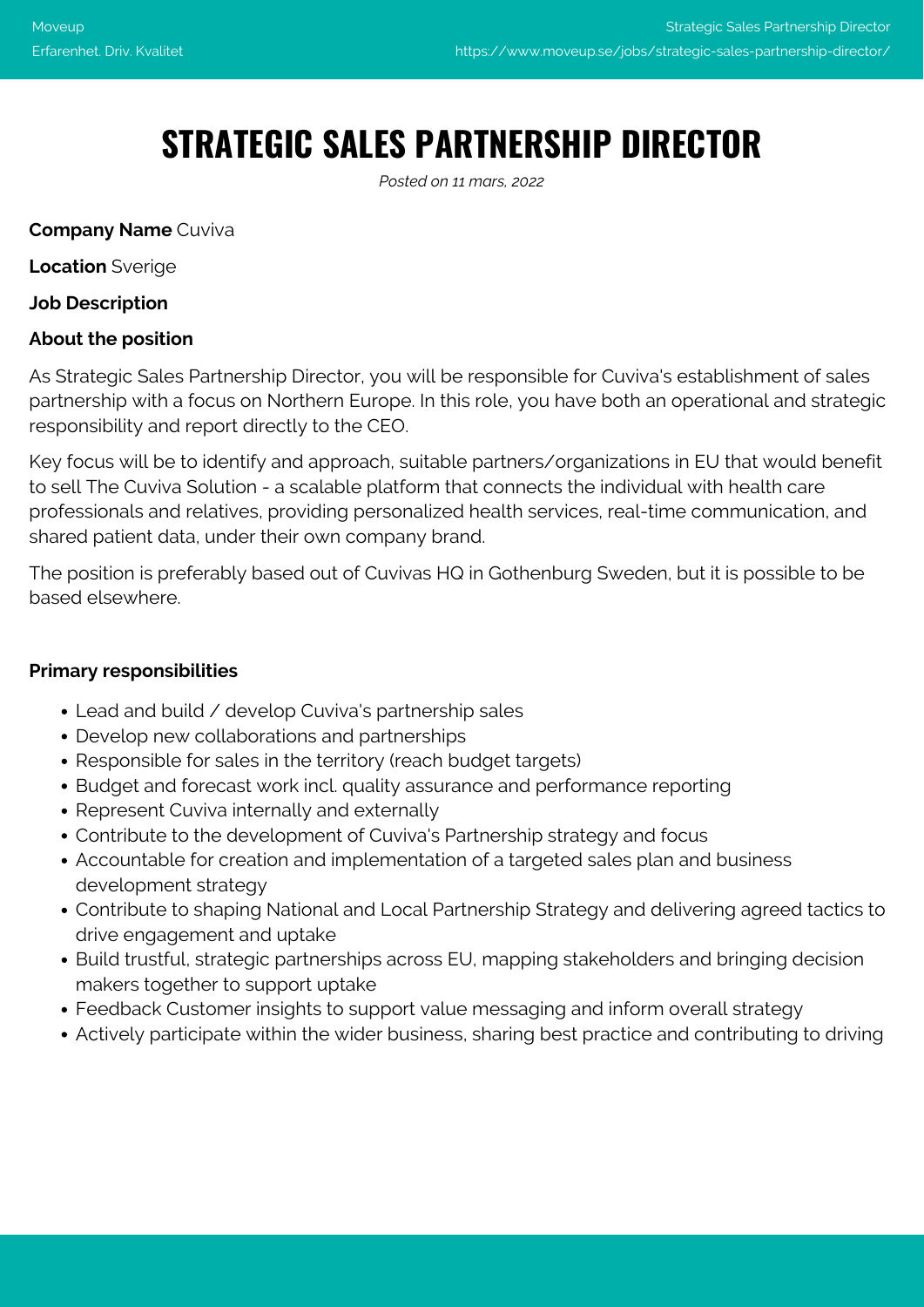# STRATEGIC SALES PARTNERSHIP DIRECTOR

*Posted on 11 mars, 2022*

**Company Name** Cuviva

**Location** Sverige

**Job Description**

**About the position**

As Strategic Sales Partnership Director, you will be responsible for Cuviva's establishment of sales partnership with a focus on Northern Europe. In this role, you have both an operational and strategic responsibility and report directly to the CEO.

Key focus will be to identify and approach, suitable partners/organizations in EU that would benefit to sell The Cuviva Solution - a scalable platform that connects the individual with health care professionals and relatives, providing personalized health services, real-time communication, and shared patient data, under their own company brand.

The position is preferably based out of Cuvivas HQ in Gothenburg Sweden, but it is possible to be based elsewhere.

**Primary responsibilities**

- Lead and build / develop Cuviva's partnership sales
- Develop new collaborations and partnerships
- Responsible for sales in the territory (reach budget targets)
- Budget and forecast work incl. quality assurance and performance reporting
- Represent Cuviva internally and externally
- Contribute to the development of Cuviva's Partnership strategy and focus
- Accountable for creation and implementation of a targeted sales plan and business development strategy
- Contribute to shaping National and Local Partnership Strategy and delivering agreed tactics to drive engagement and uptake
- Build trustful, strategic partnerships across EU, mapping stakeholders and bringing decision makers together to support uptake
- Feedback Customer insights to support value messaging and inform overall strategy
- Actively participate within the wider business, sharing best practice and contributing to driving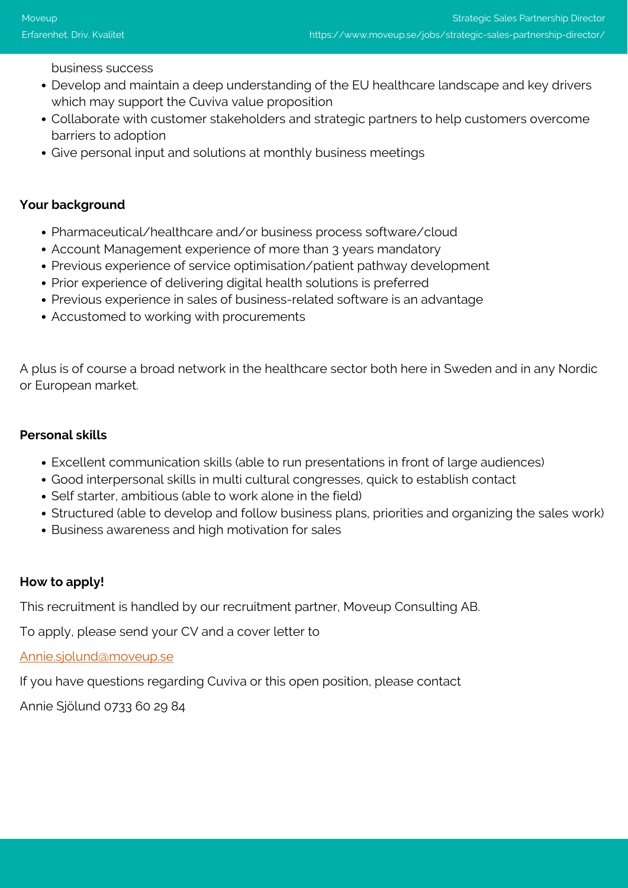business success
- Develop and maintain a deep understanding of the EU healthcare landscape and key drivers which may support the Cuviva value proposition
- Collaborate with customer stakeholders and strategic partners to help customers overcome barriers to adoption
- Give personal input and solutions at monthly business meetings

**Your background**

- Pharmaceutical/healthcare and/or business process software/cloud
- Account Management experience of more than 3 years mandatory
- Previous experience of service optimisation/patient pathway development
- Prior experience of delivering digital health solutions is preferred
- Previous experience in sales of business-related software is an advantage
- Accustomed to working with procurements

A plus is of course a broad network in the healthcare sector both here in Sweden and in any Nordic or European market.

**Personal skills**

- Excellent communication skills (able to run presentations in front of large audiences)
- Good interpersonal skills in multi cultural congresses, quick to establish contact
- Self starter, ambitious (able to work alone in the field)
- Structured (able to develop and follow business plans, priorities and organizing the sales work)
- Business awareness and high motivation for sales

**How to apply!**

This recruitment is handled by our recruitment partner, Moveup Consulting AB.

To apply, please send your CV and a cover letter to

[Annie.sjolund@moveup.se](mailto:Annie.sjolund@moveup.se)

If you have questions regarding Cuviva or this open position, please contact

Annie Sjölund 0733 60 29 84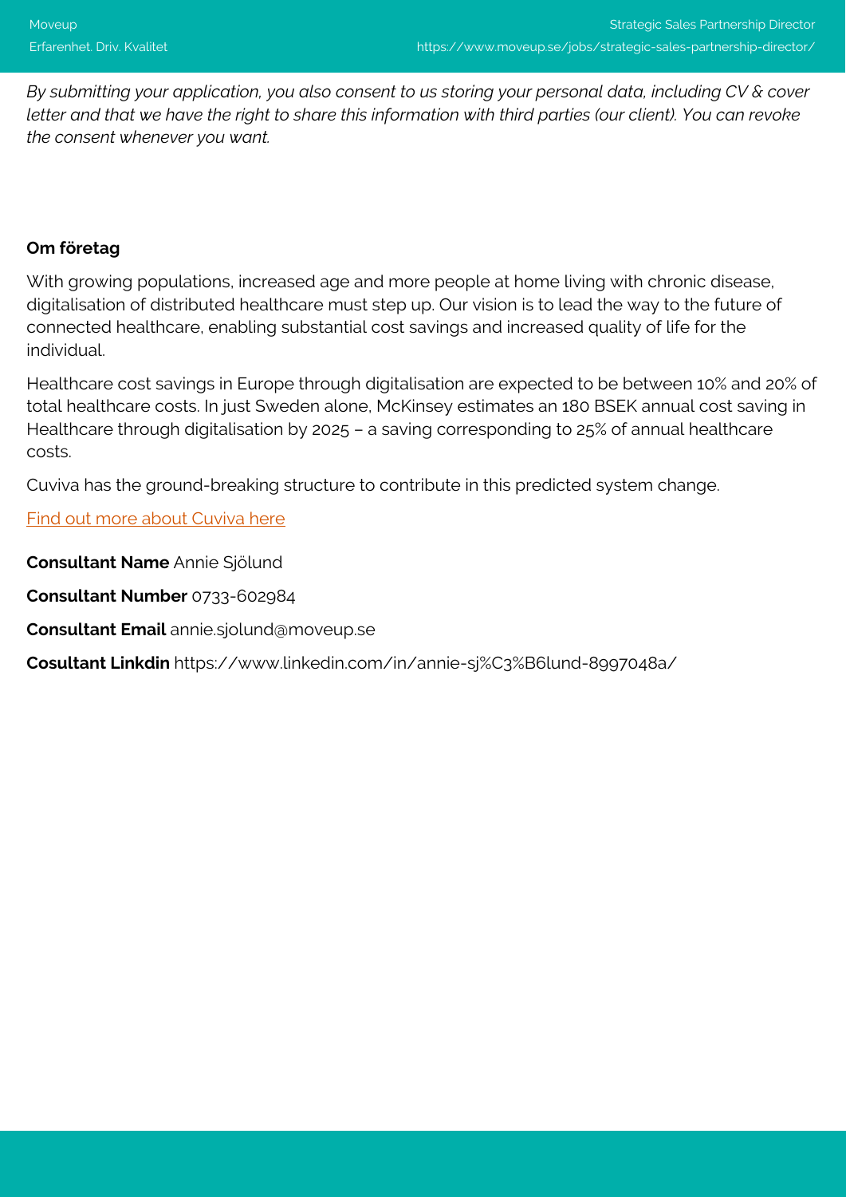*By submitting your application, you also consent to us storing your personal data, including CV & cover letter and that we have the right to share this information with third parties (our client). You can revoke the consent whenever you want.*

**Om företag**

With growing populations, increased age and more people at home living with chronic disease, digitalisation of distributed healthcare must step up. Our vision is to lead the way to the future of connected healthcare, enabling substantial cost savings and increased quality of life for the individual.

Healthcare cost savings in Europe through digitalisation are expected to be between 10% and 20% of total healthcare costs. In just Sweden alone, McKinsey estimates an 180 BSEK annual cost saving in Healthcare through digitalisation by 2025 – a saving corresponding to 25% of annual healthcare costs.

Cuviva has the ground-breaking structure to contribute in this predicted system change.

Find out more about Cuviva here

**Consultant Name** Annie Sjölund

**Consultant Number** 0733-602984

**Consultant Email** annie.sjolund@moveup.se

**Cosultant Linkdin** https://www.linkedin.com/in/annie-sj%C3%B6lund-8997048a/